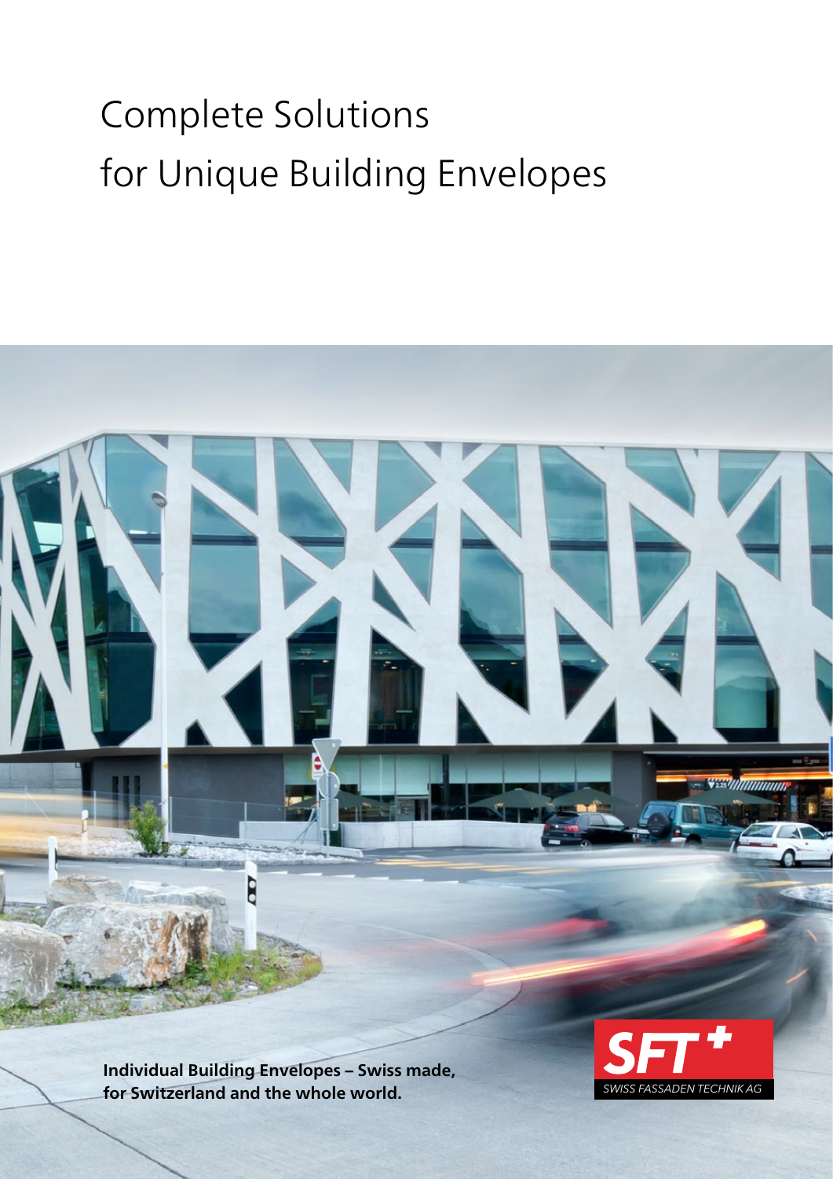# Complete Solutions for Unique Building Envelopes

**Individual Building Envelopes – Swiss made, for Switzerland and the whole world.**

SFT+
SWISS FASSADEN TECHNIK AG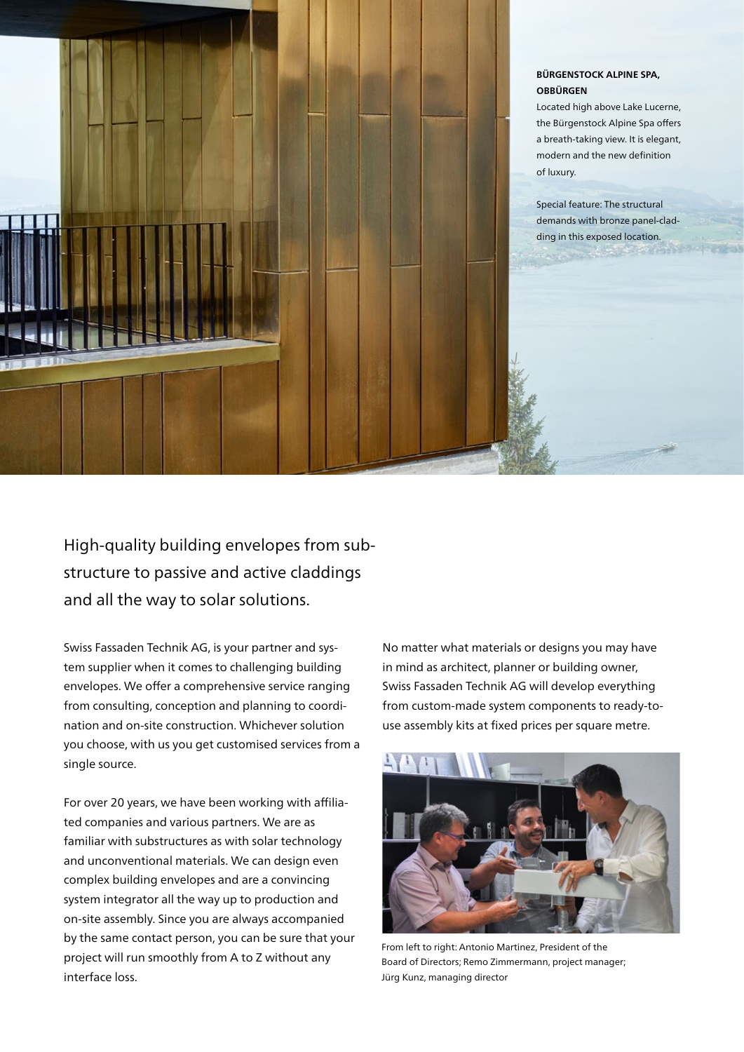**BÜRGENSTOCK ALPINE SPA, OBBÜRGEN**

Located high above Lake Lucerne, the Bürgenstock Alpine Spa offers a breath-taking view. It is elegant, modern and the new definition of luxury.

Special feature: The structural demands with bronze panel-cladding in this exposed location.

## High-quality building envelopes from substructure to passive and active claddings and all the way to solar solutions.

Swiss Fassaden Technik AG, is your partner and system supplier when it comes to challenging building envelopes. We offer a comprehensive service ranging from consulting, conception and planning to coordination and on-site construction. Whichever solution you choose, with us you get customised services from a single source.

For over 20 years, we have been working with affiliated companies and various partners. We are as familiar with substructures as with solar technology and unconventional materials. We can design even complex building envelopes and are a convincing system integrator all the way up to production and on-site assembly. Since you are always accompanied by the same contact person, you can be sure that your project will run smoothly from A to Z without any interface loss.

No matter what materials or designs you may have in mind as architect, planner or building owner, Swiss Fassaden Technik AG will develop everything from custom-made system components to ready-to-use assembly kits at fixed prices per square metre.

From left to right: Antonio Martinez, President of the Board of Directors; Remo Zimmermann, project manager; Jürg Kunz, managing director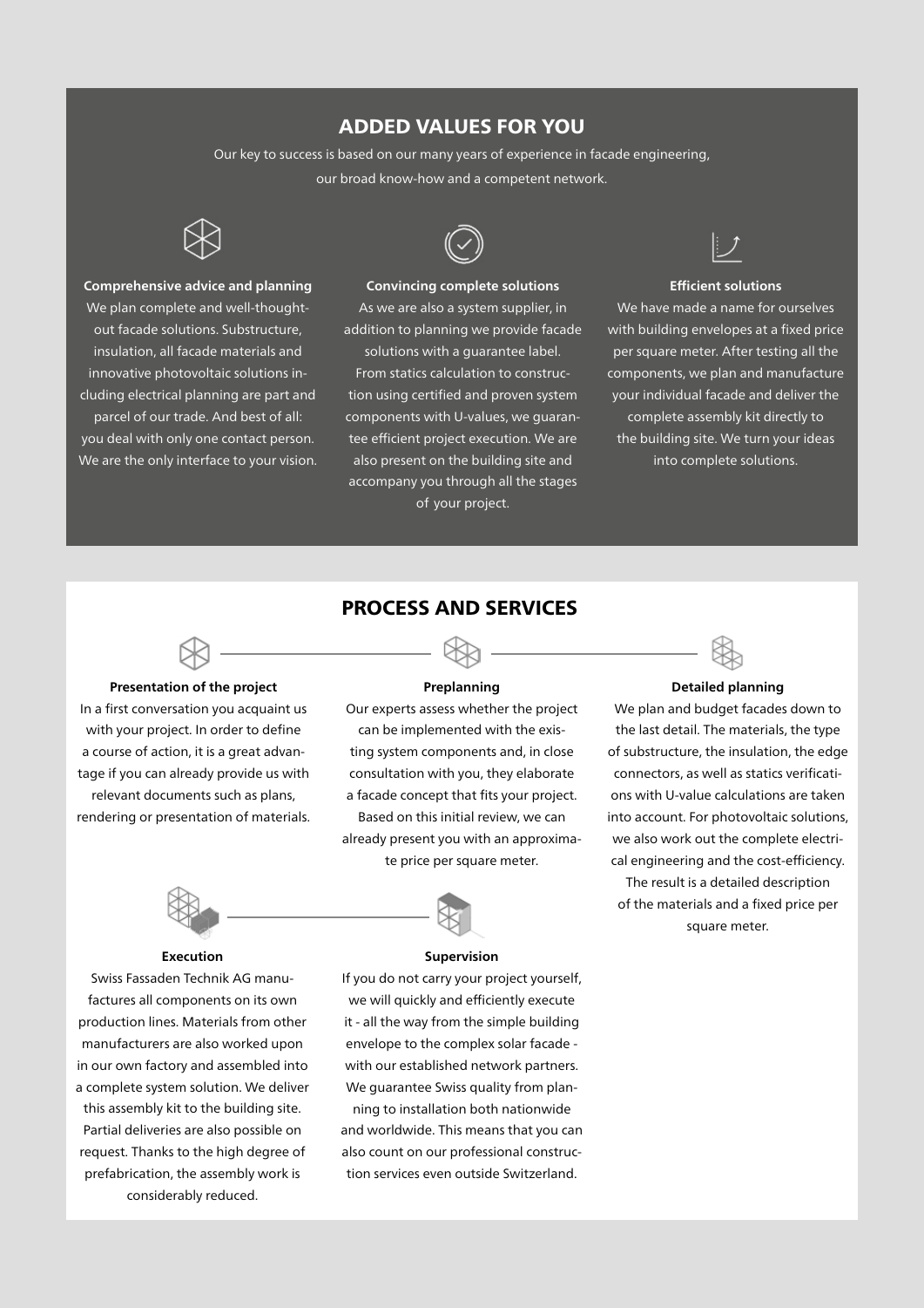## ADDED VALUES FOR YOU

Our key to success is based on our many years of experience in facade engineering, our broad know-how and a competent network.

**Comprehensive advice and planning**

We plan complete and well-thought-out facade solutions. Substructure, insulation, all facade materials and innovative photovoltaic solutions including electrical planning are part and parcel of our trade. And best of all: you deal with only one contact person. We are the only interface to your vision.

**Convincing complete solutions**

As we are also a system supplier, in addition to planning we provide facade solutions with a guarantee label. From statics calculation to construction using certified and proven system components with U-values, we guarantee efficient project execution. We are also present on the building site and accompany you through all the stages of your project.

**Efficient solutions**

We have made a name for ourselves with building envelopes at a fixed price per square meter. After testing all the components, we plan and manufacture your individual facade and deliver the complete assembly kit directly to the building site. We turn your ideas into complete solutions.

## PROCESS AND SERVICES

**Presentation of the project**

In a first conversation you acquaint us with your project. In order to define a course of action, it is a great advantage if you can already provide us with relevant documents such as plans, rendering or presentation of materials.

**Preplanning**

Our experts assess whether the project can be implemented with the existing system components and, in close consultation with you, they elaborate a facade concept that fits your project. Based on this initial review, we can already present you with an approximate price per square meter.

**Detailed planning**

We plan and budget facades down to the last detail. The materials, the type of substructure, the insulation, the edge connectors, as well as statics verifications with U-value calculations are taken into account. For photovoltaic solutions, we also work out the complete electrical engineering and the cost-efficiency. The result is a detailed description of the materials and a fixed price per square meter.

**Execution**

Swiss Fassaden Technik AG manufactures all components on its own production lines. Materials from other manufacturers are also worked upon in our own factory and assembled into a complete system solution. We deliver this assembly kit to the building site. Partial deliveries are also possible on request. Thanks to the high degree of prefabrication, the assembly work is considerably reduced.

**Supervision**

If you do not carry your project yourself, we will quickly and efficiently execute it - all the way from the simple building envelope to the complex solar facade - with our established network partners. We guarantee Swiss quality from planning to installation both nationwide and worldwide. This means that you can also count on our professional construction services even outside Switzerland.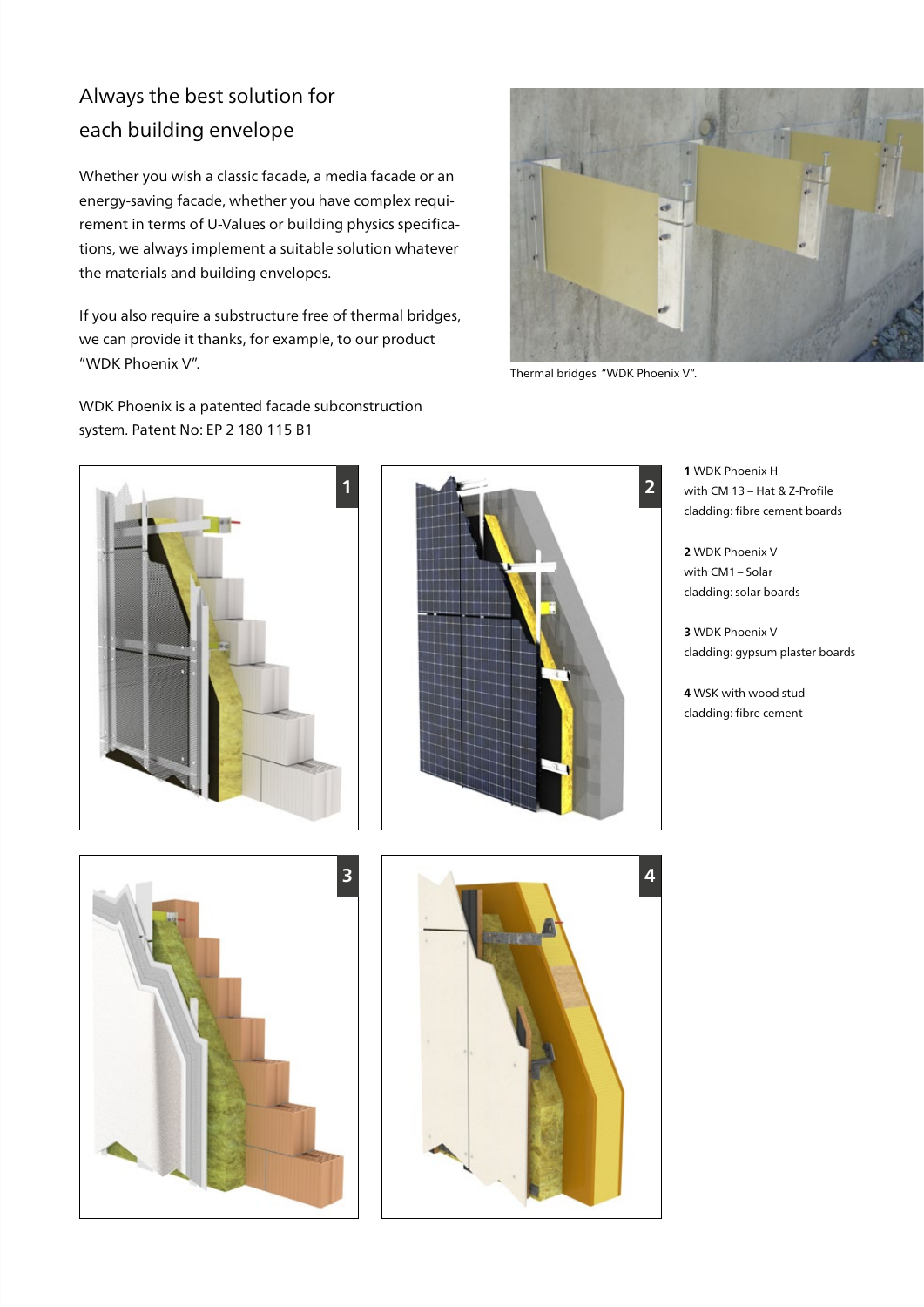## Always the best solution for each building envelope

Whether you wish a classic facade, a media facade or an energy-saving facade, whether you have complex requirement in terms of U-Values or building physics specifications, we always implement a suitable solution whatever the materials and building envelopes.

If you also require a substructure free of thermal bridges, we can provide it thanks, for example, to our product "WDK Phoenix V".

WDK Phoenix is a patented facade subconstruction system. Patent No: EP 2 180 115 B1

Thermal bridges "WDK Phoenix V".

**1** WDK Phoenix H
with CM 13 – Hat & Z-Profile
cladding: fibre cement boards

**2** WDK Phoenix V
with CM1 – Solar
cladding: solar boards

**3** WDK Phoenix V
cladding: gypsum plaster boards

**4** WSK with wood stud
cladding: fibre cement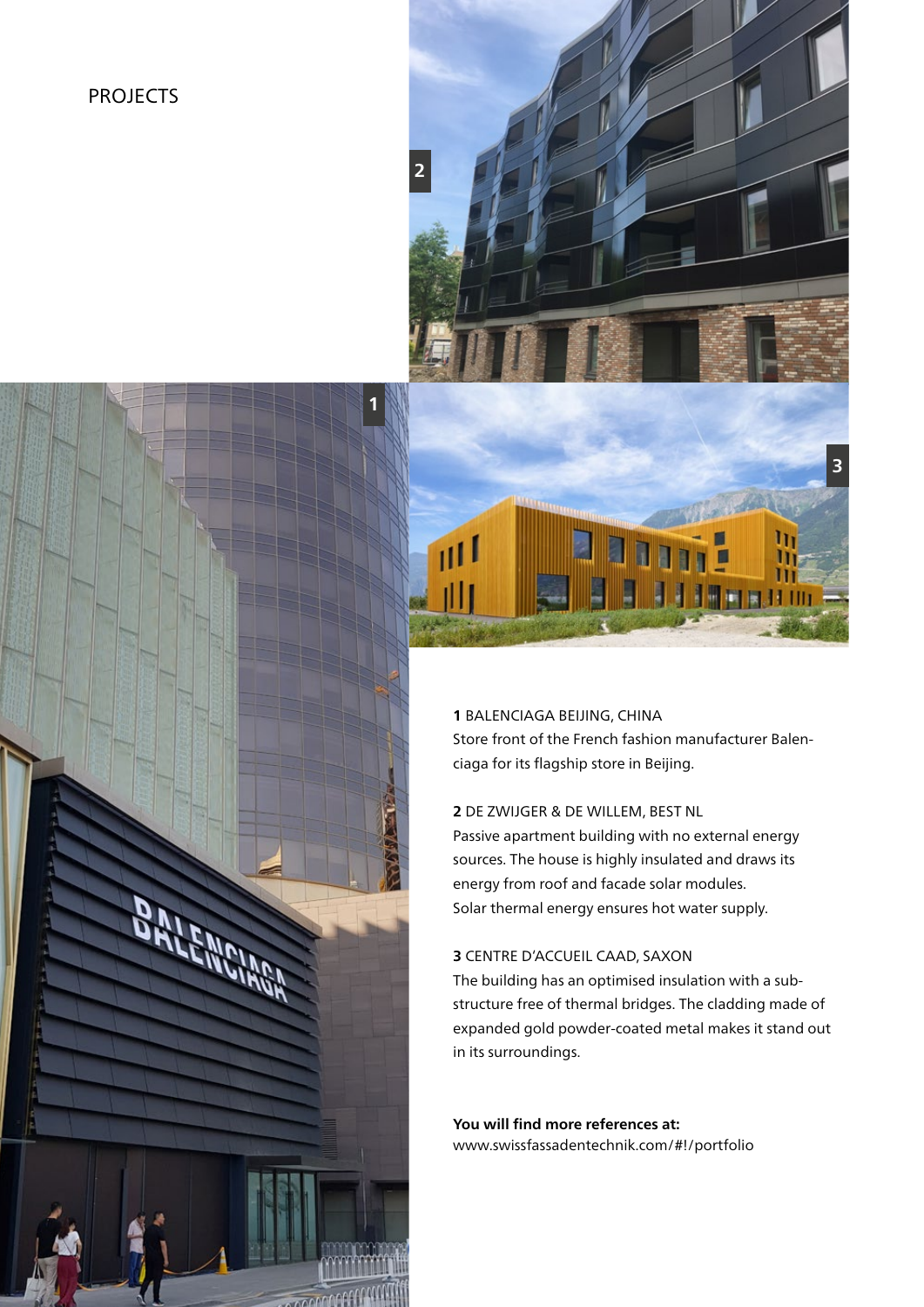# PROJECTS

**1** BALENCIAGA BEIJING, CHINA
Store front of the French fashion manufacturer Balenciaga for its flagship store in Beijing.

**2** DE ZWIJGER & DE WILLEM, BEST NL
Passive apartment building with no external energy sources. The house is highly insulated and draws its energy from roof and facade solar modules.
Solar thermal energy ensures hot water supply.

**3** CENTRE D'ACCUEIL CAAD, SAXON
The building has an optimised insulation with a substructure free of thermal bridges. The cladding made of expanded gold powder-coated metal makes it stand out in its surroundings.

**You will find more references at:**
www.swissfassadentechnik.com/#!/portfolio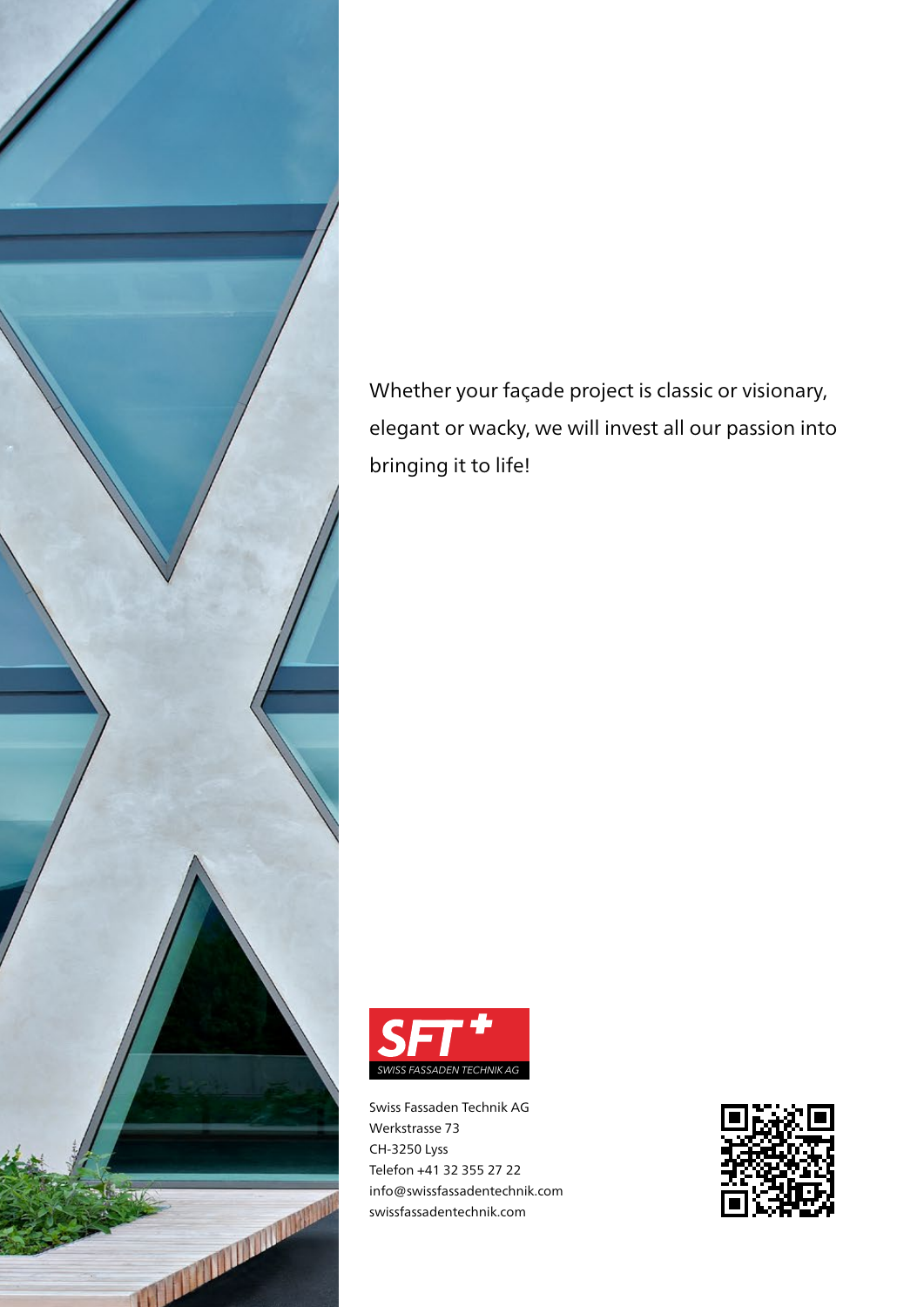Whether your façade project is classic or visionary, elegant or wacky, we will invest all our passion into bringing it to life!

SFT
SWISS FASSADEN TECHNIK AG

Swiss Fassaden Technik AG
Werkstrasse 73
CH-3250 Lyss
Telefon +41 32 355 27 22
info@swissfassadentechnik.com
swissfassadentechnik.com